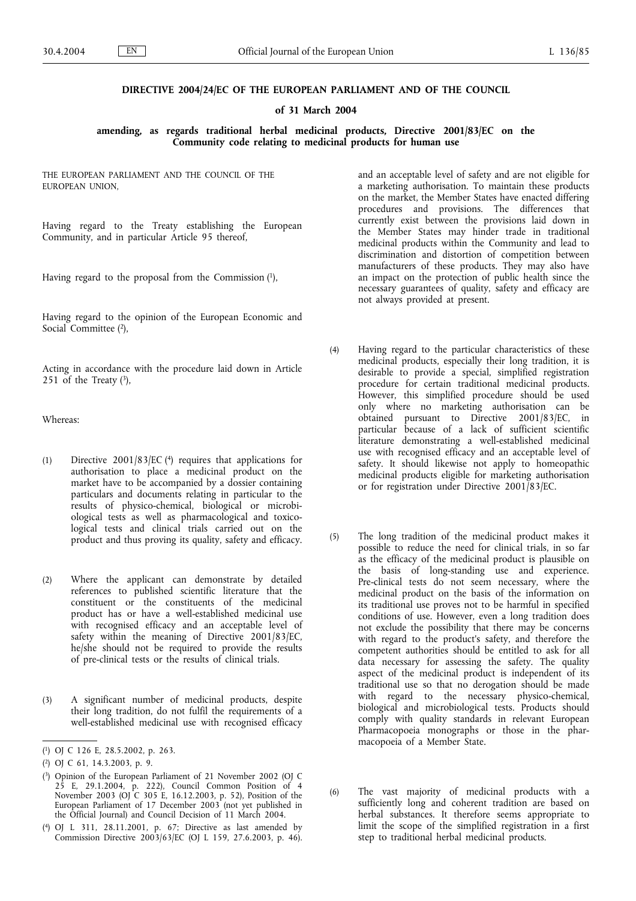**DIRECTIVE 2004/24/EC OF THE EUROPEAN PARLIAMENT AND OF THE COUNCIL**

**of 31 March 2004**

**amending, as regards traditional herbal medicinal products, Directive 2001/83/EC on the Community code relating to medicinal products for human use**

THE EUROPEAN PARLIAMENT AND THE COUNCIL OF THE EUROPEAN UNION,

Having regard to the Treaty establishing the European Community, and in particular Article 95 thereof,

Having regard to the proposal from the Commission [1],

Having regard to the opinion of the European Economic and Social Committee [2],

Acting in accordance with the procedure laid down in Article 251 of the Treaty [3],

Whereas:

(1) Directive 2001/83/EC [4] requires that applications for authorisation to place a medicinal product on the market have to be accompanied by a dossier containing particulars and documents relating in particular to the results of physico-chemical, biological or microbiological tests as well as pharmacological and toxicological tests and clinical trials carried out on the product and thus proving its quality, safety and efficacy.

(2) Where the applicant can demonstrate by detailed references to published scientific literature that the constituent or the constituents of the medicinal product has or have a well-established medicinal use with recognised efficacy and an acceptable level of safety within the meaning of Directive 2001/83/EC, he/she should not be required to provide the results of pre-clinical tests or the results of clinical trials.

(3) A significant number of medicinal products, despite their long tradition, do not fulfil the requirements of a well-established medicinal use with recognised efficacy and an acceptable level of safety and are not eligible for a marketing authorisation. To maintain these products on the market, the Member States have enacted differing procedures and provisions. The differences that currently exist between the provisions laid down in the Member States may hinder trade in traditional medicinal products within the Community and lead to discrimination and distortion of competition between manufacturers of these products. They may also have an impact on the protection of public health since the necessary guarantees of quality, safety and efficacy are not always provided at present.

(4) Having regard to the particular characteristics of these medicinal products, especially their long tradition, it is desirable to provide a special, simplified registration procedure for certain traditional medicinal products. However, this simplified procedure should be used only where no marketing authorisation can be obtained pursuant to Directive 2001/83/EC, in particular because of a lack of sufficient scientific literature demonstrating a well-established medicinal use with recognised efficacy and an acceptable level of safety. It should likewise not apply to homeopathic medicinal products eligible for marketing authorisation or for registration under Directive 2001/83/EC.

(5) The long tradition of the medicinal product makes it possible to reduce the need for clinical trials, in so far as the efficacy of the medicinal product is plausible on the basis of long-standing use and experience. Pre-clinical tests do not seem necessary, where the medicinal product on the basis of the information on its traditional use proves not to be harmful in specified conditions of use. However, even a long tradition does not exclude the possibility that there may be concerns with regard to the product's safety, and therefore the competent authorities should be entitled to ask for all data necessary for assessing the safety. The quality aspect of the medicinal product is independent of its traditional use so that no derogation should be made with regard to the necessary physico-chemical, biological and microbiological tests. Products should comply with quality standards in relevant European Pharmacopoeia monographs or those in the pharmacopoeia of a Member State.

(6) The vast majority of medicinal products with a sufficiently long and coherent tradition are based on herbal substances. It therefore seems appropriate to limit the scope of the simplified registration in a first step to traditional herbal medicinal products.

---

[1] OJ C 126 E, 28.5.2002, p. 263.

[2] OJ C 61, 14.3.2003, p. 9.

[3] Opinion of the European Parliament of 21 November 2002 (OJ C 25 E, 29.1.2004, p. 222), Council Common Position of 4 November 2003 (OJ C 305 E, 16.12.2003, p. 52), Position of the European Parliament of 17 December 2003 (not yet published in the Official Journal) and Council Decision of 11 March 2004.

[4] OJ L 311, 28.11.2001, p. 67; Directive as last amended by Commission Directive 2003/63/EC (OJ L 159, 27.6.2003, p. 46).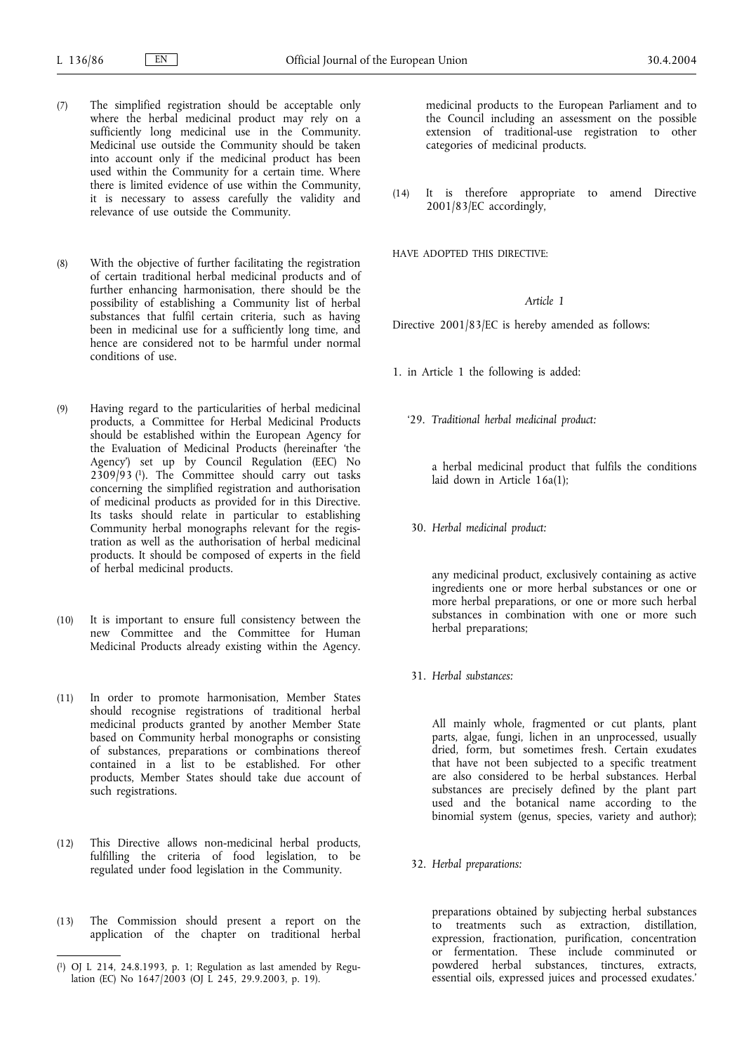(7) The simplified registration should be acceptable only where the herbal medicinal product may rely on a sufficiently long medicinal use in the Community. Medicinal use outside the Community should be taken into account only if the medicinal product has been used within the Community for a certain time. Where there is limited evidence of use within the Community, it is necessary to assess carefully the validity and relevance of use outside the Community.

(8) With the objective of further facilitating the registration of certain traditional herbal medicinal products and of further enhancing harmonisation, there should be the possibility of establishing a Community list of herbal substances that fulfil certain criteria, such as having been in medicinal use for a sufficiently long time, and hence are considered not to be harmful under normal conditions of use.

(9) Having regard to the particularities of herbal medicinal products, a Committee for Herbal Medicinal Products should be established within the European Agency for the Evaluation of Medicinal Products (hereinafter 'the Agency') set up by Council Regulation (EEC) No 2309/93 [1]. The Committee should carry out tasks concerning the simplified registration and authorisation of medicinal products as provided for in this Directive. Its tasks should relate in particular to establishing Community herbal monographs relevant for the registration as well as the authorisation of herbal medicinal products. It should be composed of experts in the field of herbal medicinal products.

(10) It is important to ensure full consistency between the new Committee and the Committee for Human Medicinal Products already existing within the Agency.

(11) In order to promote harmonisation, Member States should recognise registrations of traditional herbal medicinal products granted by another Member State based on Community herbal monographs or consisting of substances, preparations or combinations thereof contained in a list to be established. For other products, Member States should take due account of such registrations.

(12) This Directive allows non-medicinal herbal products, fulfilling the criteria of food legislation, to be regulated under food legislation in the Community.

(13) The Commission should present a report on the application of the chapter on traditional herbal medicinal products to the European Parliament and to the Council including an assessment on the possible extension of traditional-use registration to other categories of medicinal products.

(14) It is therefore appropriate to amend Directive 2001/83/EC accordingly,

HAVE ADOPTED THIS DIRECTIVE:

*Article 1*

Directive 2001/83/EC is hereby amended as follows:

1. in Article 1 the following is added:

'29. *Traditional herbal medicinal product:*

a herbal medicinal product that fulfils the conditions laid down in Article 16a(1);

30. *Herbal medicinal product:*

any medicinal product, exclusively containing as active ingredients one or more herbal substances or one or more herbal preparations, or one or more such herbal substances in combination with one or more such herbal preparations;

31. *Herbal substances:*

All mainly whole, fragmented or cut plants, plant parts, algae, fungi, lichen in an unprocessed, usually dried, form, but sometimes fresh. Certain exudates that have not been subjected to a specific treatment are also considered to be herbal substances. Herbal substances are precisely defined by the plant part used and the botanical name according to the binomial system (genus, species, variety and author);

32. *Herbal preparations:*

preparations obtained by subjecting herbal substances to treatments such as extraction, distillation, expression, fractionation, purification, concentration or fermentation. These include comminuted or powdered herbal substances, tinctures, extracts, essential oils, expressed juices and processed exudates.'

[1] OJ L 214, 24.8.1993, p. 1; Regulation as last amended by Regulation (EC) No 1647/2003 (OJ L 245, 29.9.2003, p. 19).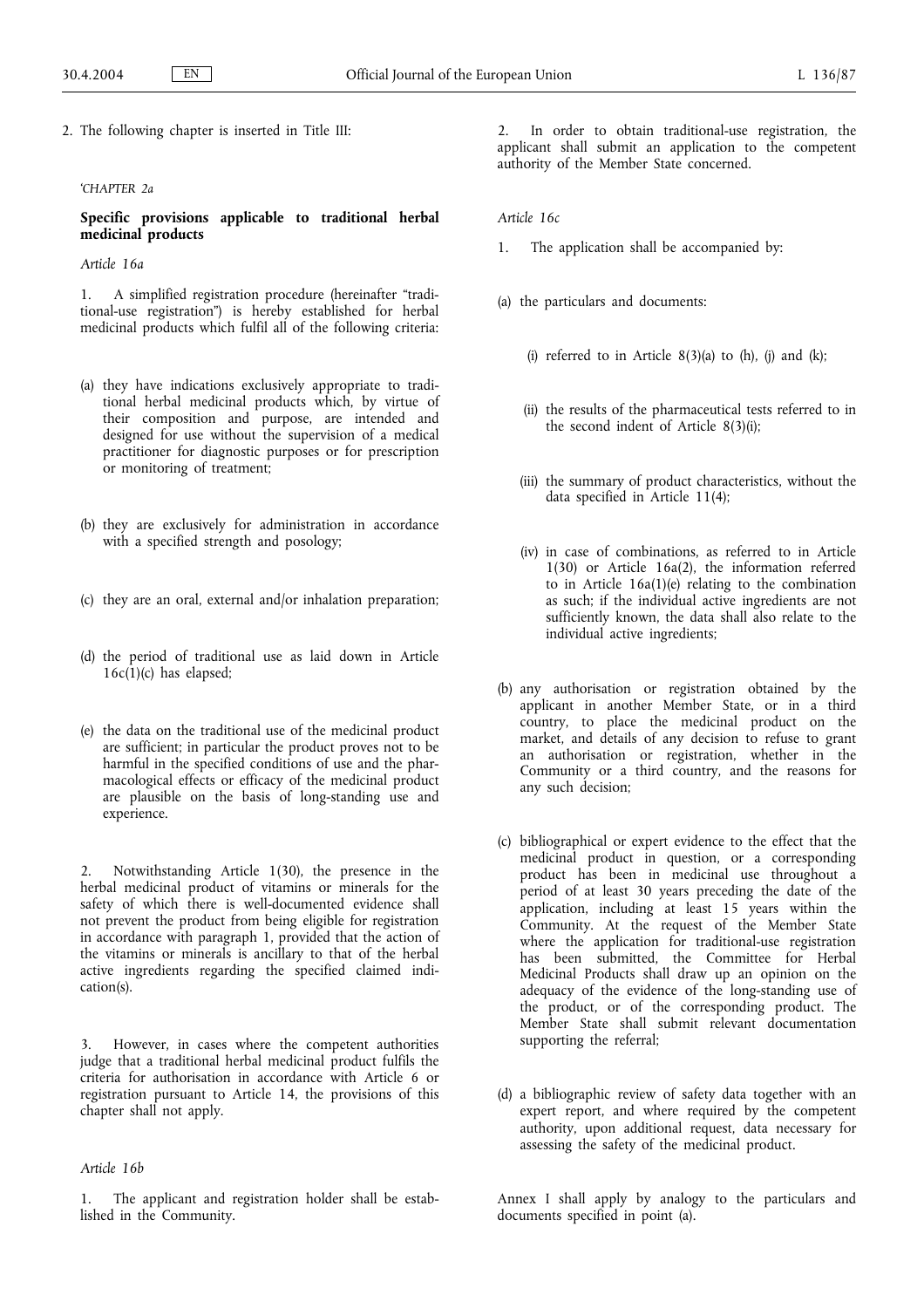2. The following chapter is inserted in Title III:

'*CHAPTER 2a*

**Specific provisions applicable to traditional herbal medicinal products**

*Article 16a*

1. A simplified registration procedure (hereinafter "traditional-use registration") is hereby established for herbal medicinal products which fulfil all of the following criteria:

(a) they have indications exclusively appropriate to traditional herbal medicinal products which, by virtue of their composition and purpose, are intended and designed for use without the supervision of a medical practitioner for diagnostic purposes or for prescription or monitoring of treatment;

(b) they are exclusively for administration in accordance with a specified strength and posology;

(c) they are an oral, external and/or inhalation preparation;

(d) the period of traditional use as laid down in Article 16c(1)(c) has elapsed;

(e) the data on the traditional use of the medicinal product are sufficient; in particular the product proves not to be harmful in the specified conditions of use and the pharmacological effects or efficacy of the medicinal product are plausible on the basis of long-standing use and experience.

2. Notwithstanding Article 1(30), the presence in the herbal medicinal product of vitamins or minerals for the safety of which there is well-documented evidence shall not prevent the product from being eligible for registration in accordance with paragraph 1, provided that the action of the vitamins or minerals is ancillary to that of the herbal active ingredients regarding the specified claimed indication(s).

3. However, in cases where the competent authorities judge that a traditional herbal medicinal product fulfils the criteria for authorisation in accordance with Article 6 or registration pursuant to Article 14, the provisions of this chapter shall not apply.

*Article 16b*

1. The applicant and registration holder shall be established in the Community.

2. In order to obtain traditional-use registration, the applicant shall submit an application to the competent authority of the Member State concerned.

*Article 16c*

1. The application shall be accompanied by:

(a) the particulars and documents:

 (i) referred to in Article 8(3)(a) to (h), (j) and (k);

 (ii) the results of the pharmaceutical tests referred to in the second indent of Article 8(3)(i);

 (iii) the summary of product characteristics, without the data specified in Article 11(4);

 (iv) in case of combinations, as referred to in Article 1(30) or Article 16a(2), the information referred to in Article 16a(1)(e) relating to the combination as such; if the individual active ingredients are not sufficiently known, the data shall also relate to the individual active ingredients;

(b) any authorisation or registration obtained by the applicant in another Member State, or in a third country, to place the medicinal product on the market, and details of any decision to refuse to grant an authorisation or registration, whether in the Community or a third country, and the reasons for any such decision;

(c) bibliographical or expert evidence to the effect that the medicinal product in question, or a corresponding product has been in medicinal use throughout a period of at least 30 years preceding the date of the application, including at least 15 years within the Community. At the request of the Member State where the application for traditional-use registration has been submitted, the Committee for Herbal Medicinal Products shall draw up an opinion on the adequacy of the evidence of the long-standing use of the product, or of the corresponding product. The Member State shall submit relevant documentation supporting the referral;

(d) a bibliographic review of safety data together with an expert report, and where required by the competent authority, upon additional request, data necessary for assessing the safety of the medicinal product.

Annex I shall apply by analogy to the particulars and documents specified in point (a).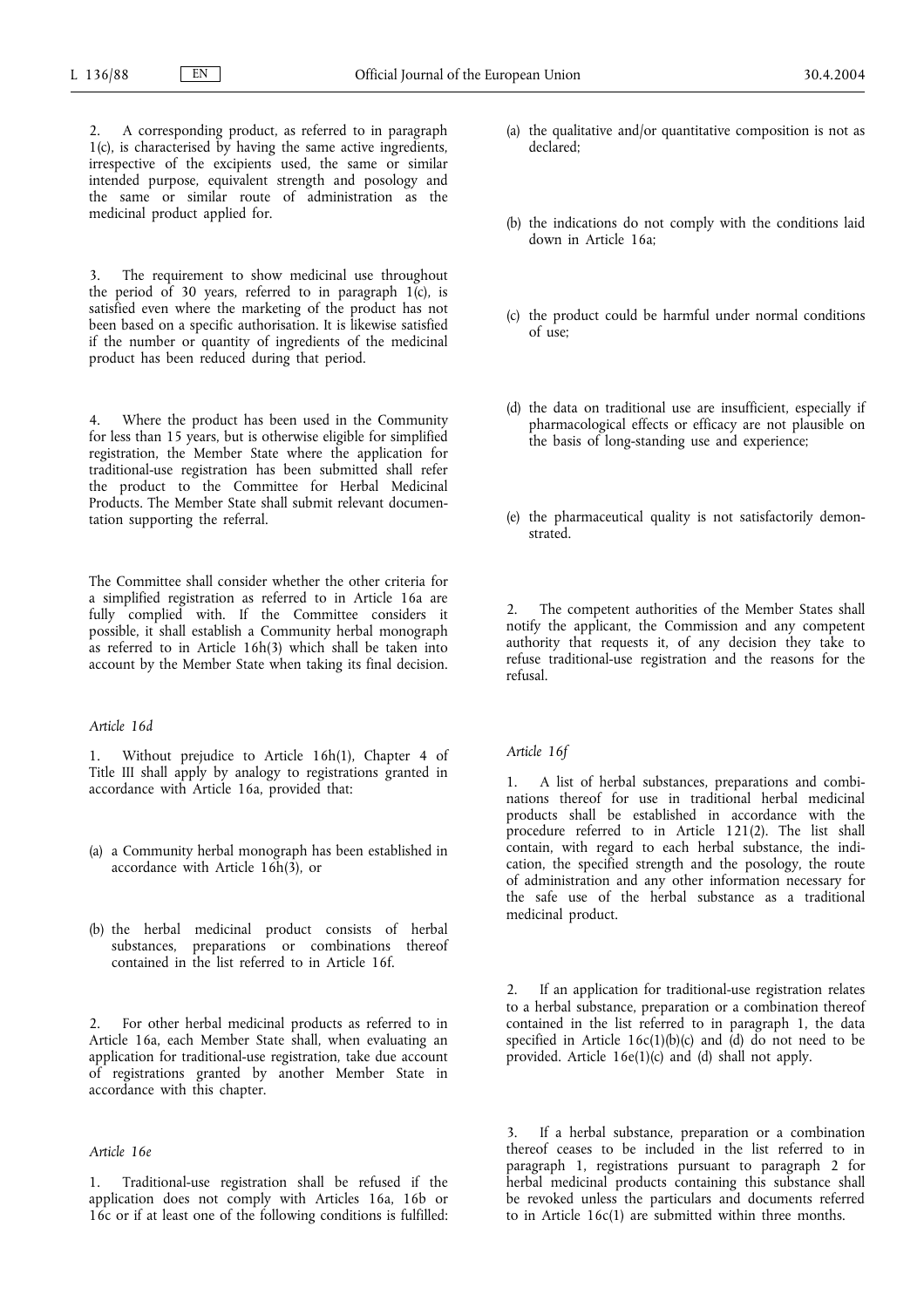2. A corresponding product, as referred to in paragraph 1(c), is characterised by having the same active ingredients, irrespective of the excipients used, the same or similar intended purpose, equivalent strength and posology and the same or similar route of administration as the medicinal product applied for.

3. The requirement to show medicinal use throughout the period of 30 years, referred to in paragraph 1(c), is satisfied even where the marketing of the product has not been based on a specific authorisation. It is likewise satisfied if the number or quantity of ingredients of the medicinal product has been reduced during that period.

4. Where the product has been used in the Community for less than 15 years, but is otherwise eligible for simplified registration, the Member State where the application for traditional-use registration has been submitted shall refer the product to the Committee for Herbal Medicinal Products. The Member State shall submit relevant documentation supporting the referral.

The Committee shall consider whether the other criteria for a simplified registration as referred to in Article 16a are fully complied with. If the Committee considers it possible, it shall establish a Community herbal monograph as referred to in Article 16h(3) which shall be taken into account by the Member State when taking its final decision.

*Article 16d*

1. Without prejudice to Article 16h(1), Chapter 4 of Title III shall apply by analogy to registrations granted in accordance with Article 16a, provided that:

(a) a Community herbal monograph has been established in accordance with Article 16h(3), or

(b) the herbal medicinal product consists of herbal substances, preparations or combinations thereof contained in the list referred to in Article 16f.

2. For other herbal medicinal products as referred to in Article 16a, each Member State shall, when evaluating an application for traditional-use registration, take due account of registrations granted by another Member State in accordance with this chapter.

*Article 16e*

1. Traditional-use registration shall be refused if the application does not comply with Articles 16a, 16b or 16c or if at least one of the following conditions is fulfilled:

(a) the qualitative and/or quantitative composition is not as declared;

(b) the indications do not comply with the conditions laid down in Article 16a;

(c) the product could be harmful under normal conditions of use;

(d) the data on traditional use are insufficient, especially if pharmacological effects or efficacy are not plausible on the basis of long-standing use and experience;

(e) the pharmaceutical quality is not satisfactorily demonstrated.

2. The competent authorities of the Member States shall notify the applicant, the Commission and any competent authority that requests it, of any decision they take to refuse traditional-use registration and the reasons for the refusal.

*Article 16f*

1. A list of herbal substances, preparations and combinations thereof for use in traditional herbal medicinal products shall be established in accordance with the procedure referred to in Article 121(2). The list shall contain, with regard to each herbal substance, the indication, the specified strength and the posology, the route of administration and any other information necessary for the safe use of the herbal substance as a traditional medicinal product.

2. If an application for traditional-use registration relates to a herbal substance, preparation or a combination thereof contained in the list referred to in paragraph 1, the data specified in Article 16c(1)(b)(c) and (d) do not need to be provided. Article 16e(1)(c) and (d) shall not apply.

3. If a herbal substance, preparation or a combination thereof ceases to be included in the list referred to in paragraph 1, registrations pursuant to paragraph 2 for herbal medicinal products containing this substance shall be revoked unless the particulars and documents referred to in Article 16c(1) are submitted within three months.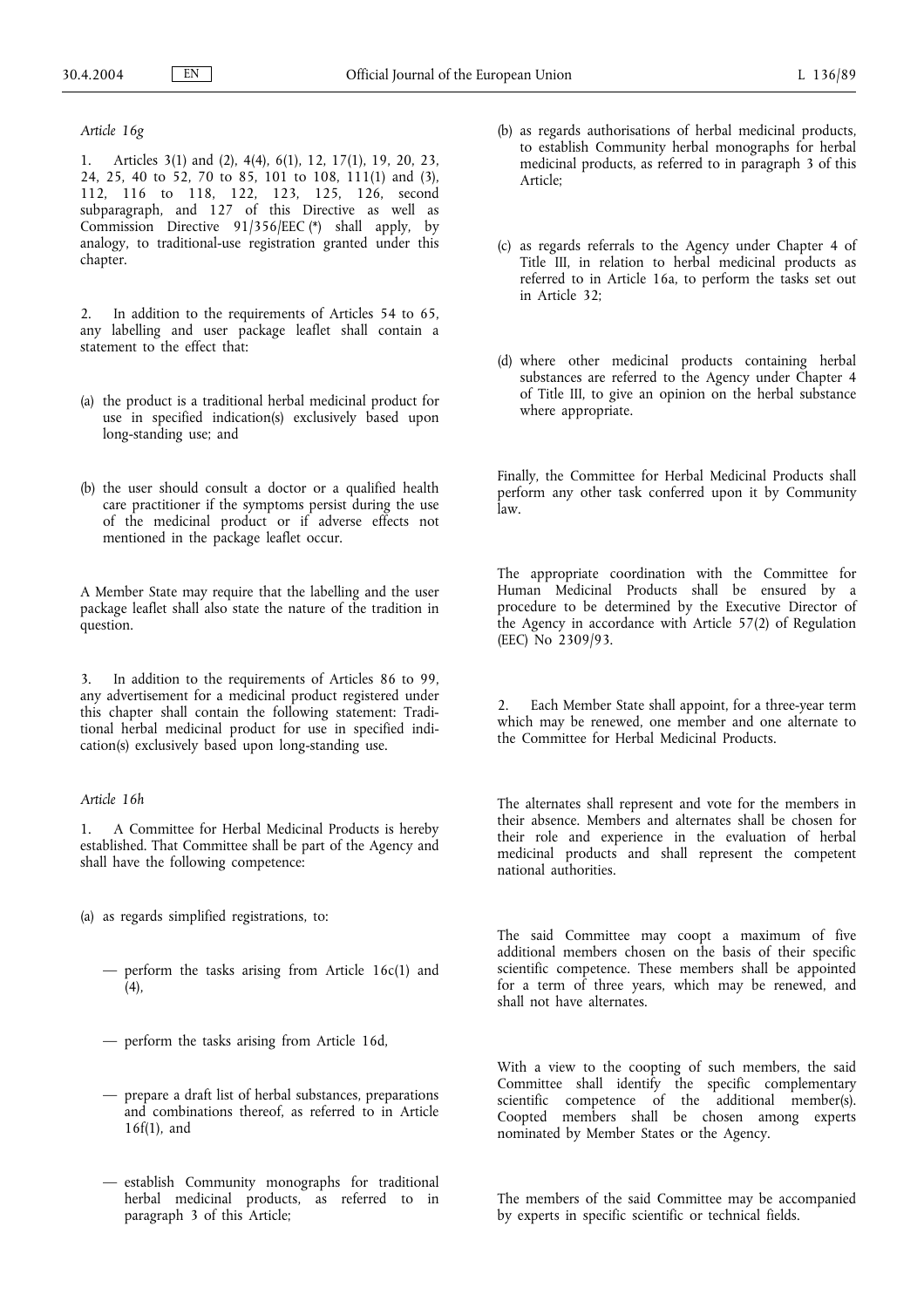*Article 16g*

1. Articles 3(1) and (2), 4(4), 6(1), 12, 17(1), 19, 20, 23, 24, 25, 40 to 52, 70 to 85, 101 to 108, 111(1) and (3), 112, 116 to 118, 122, 123, 125, 126, second subparagraph, and 127 of this Directive as well as Commission Directive 91/356/EEC (*) shall apply, by analogy, to traditional-use registration granted under this chapter.

2. In addition to the requirements of Articles 54 to 65, any labelling and user package leaflet shall contain a statement to the effect that:

(a) the product is a traditional herbal medicinal product for use in specified indication(s) exclusively based upon long-standing use; and

(b) the user should consult a doctor or a qualified health care practitioner if the symptoms persist during the use of the medicinal product or if adverse effects not mentioned in the package leaflet occur.

A Member State may require that the labelling and the user package leaflet shall also state the nature of the tradition in question.

3. In addition to the requirements of Articles 86 to 99, any advertisement for a medicinal product registered under this chapter shall contain the following statement: Traditional herbal medicinal product for use in specified indication(s) exclusively based upon long-standing use.

*Article 16h*

1. A Committee for Herbal Medicinal Products is hereby established. That Committee shall be part of the Agency and shall have the following competence:

(a) as regards simplified registrations, to:

— perform the tasks arising from Article 16c(1) and (4),

— perform the tasks arising from Article 16d,

— prepare a draft list of herbal substances, preparations and combinations thereof, as referred to in Article 16f(1), and

— establish Community monographs for traditional herbal medicinal products, as referred to in paragraph 3 of this Article;

(b) as regards authorisations of herbal medicinal products, to establish Community herbal monographs for herbal medicinal products, as referred to in paragraph 3 of this Article;

(c) as regards referrals to the Agency under Chapter 4 of Title III, in relation to herbal medicinal products as referred to in Article 16a, to perform the tasks set out in Article 32;

(d) where other medicinal products containing herbal substances are referred to the Agency under Chapter 4 of Title III, to give an opinion on the herbal substance where appropriate.

Finally, the Committee for Herbal Medicinal Products shall perform any other task conferred upon it by Community law.

The appropriate coordination with the Committee for Human Medicinal Products shall be ensured by a procedure to be determined by the Executive Director of the Agency in accordance with Article 57(2) of Regulation (EEC) No 2309/93.

2. Each Member State shall appoint, for a three-year term which may be renewed, one member and one alternate to the Committee for Herbal Medicinal Products.

The alternates shall represent and vote for the members in their absence. Members and alternates shall be chosen for their role and experience in the evaluation of herbal medicinal products and shall represent the competent national authorities.

The said Committee may coopt a maximum of five additional members chosen on the basis of their specific scientific competence. These members shall be appointed for a term of three years, which may be renewed, and shall not have alternates.

With a view to the coopting of such members, the said Committee shall identify the specific complementary scientific competence of the additional member(s). Coopted members shall be chosen among experts nominated by Member States or the Agency.

The members of the said Committee may be accompanied by experts in specific scientific or technical fields.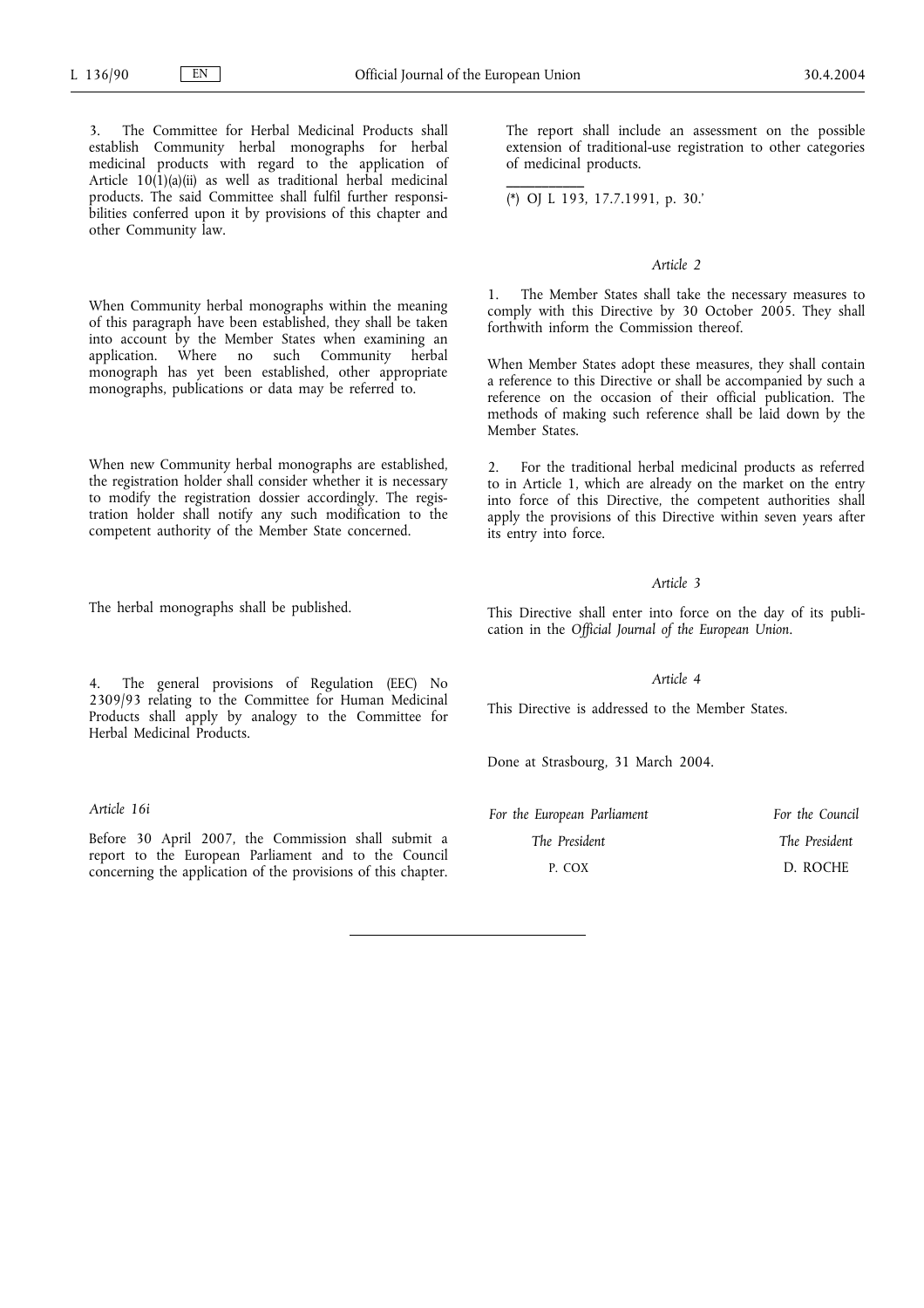3. The Committee for Herbal Medicinal Products shall establish Community herbal monographs for herbal medicinal products with regard to the application of Article 10(1)(a)(ii) as well as traditional herbal medicinal products. The said Committee shall fulfil further responsibilities conferred upon it by provisions of this chapter and other Community law.

When Community herbal monographs within the meaning of this paragraph have been established, they shall be taken into account by the Member States when examining an application. Where no such Community herbal monograph has yet been established, other appropriate monographs, publications or data may be referred to.

When new Community herbal monographs are established, the registration holder shall consider whether it is necessary to modify the registration dossier accordingly. The registration holder shall notify any such modification to the competent authority of the Member State concerned.

The herbal monographs shall be published.

4. The general provisions of Regulation (EEC) No 2309/93 relating to the Committee for Human Medicinal Products shall apply by analogy to the Committee for Herbal Medicinal Products.

*Article 16i*

Before 30 April 2007, the Commission shall submit a report to the European Parliament and to the Council concerning the application of the provisions of this chapter.

The report shall include an assessment on the possible extension of traditional-use registration to other categories of medicinal products.

(*) OJ L 193, 17.7.1991, p. 30.'

*Article 2*

1. The Member States shall take the necessary measures to comply with this Directive by 30 October 2005. They shall forthwith inform the Commission thereof.

When Member States adopt these measures, they shall contain a reference to this Directive or shall be accompanied by such a reference on the occasion of their official publication. The methods of making such reference shall be laid down by the Member States.

2. For the traditional herbal medicinal products as referred to in Article 1, which are already on the market on the entry into force of this Directive, the competent authorities shall apply the provisions of this Directive within seven years after its entry into force.

*Article 3*

This Directive shall enter into force on the day of its publication in the *Official Journal of the European Union*.

*Article 4*

This Directive is addressed to the Member States.

Done at Strasbourg, 31 March 2004.

| | |
|---|---|
| *For the European Parliament* | *For the Council* |
| *The President* | *The President* |
| P. COX | D. ROCHE |